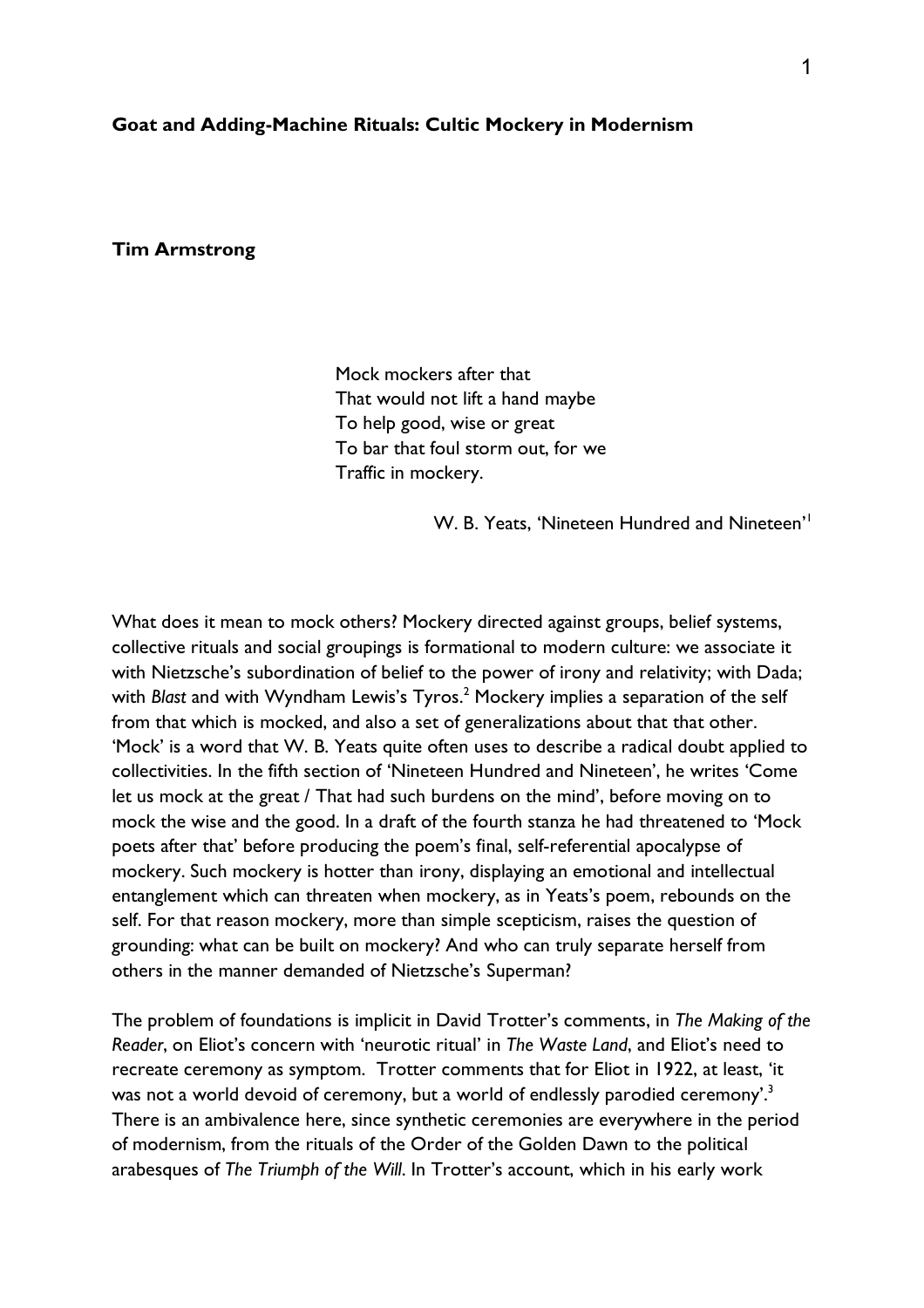**Goat and Adding-Machine Rituals: Cultic Mockery in Modernism**

**Tim Armstrong**

> Mock mockers after that
> That would not lift a hand maybe
> To help good, wise or great
> To bar that foul storm out, for we
> Traffic in mockery.
>
> W. B. Yeats, 'Nineteen Hundred and Nineteen'[1]

What does it mean to mock others? Mockery directed against groups, belief systems, collective rituals and social groupings is formational to modern culture: we associate it with Nietzsche's subordination of belief to the power of irony and relativity; with Dada; with *Blast* and with Wyndham Lewis's Tyros.[2] Mockery implies a separation of the self from that which is mocked, and also a set of generalizations about that that other. 'Mock' is a word that W. B. Yeats quite often uses to describe a radical doubt applied to collectivities. In the fifth section of 'Nineteen Hundred and Nineteen', he writes 'Come let us mock at the great / That had such burdens on the mind', before moving on to mock the wise and the good. In a draft of the fourth stanza he had threatened to 'Mock poets after that' before producing the poem's final, self-referential apocalypse of mockery. Such mockery is hotter than irony, displaying an emotional and intellectual entanglement which can threaten when mockery, as in Yeats's poem, rebounds on the self. For that reason mockery, more than simple scepticism, raises the question of grounding: what can be built on mockery? And who can truly separate herself from others in the manner demanded of Nietzsche's Superman?

The problem of foundations is implicit in David Trotter's comments, in *The Making of the Reader*, on Eliot's concern with 'neurotic ritual' in *The Waste Land*, and Eliot's need to recreate ceremony as symptom. Trotter comments that for Eliot in 1922, at least, 'it was not a world devoid of ceremony, but a world of endlessly parodied ceremony'.[3] There is an ambivalence here, since synthetic ceremonies are everywhere in the period of modernism, from the rituals of the Order of the Golden Dawn to the political arabesques of *The Triumph of the Will*. In Trotter's account, which in his early work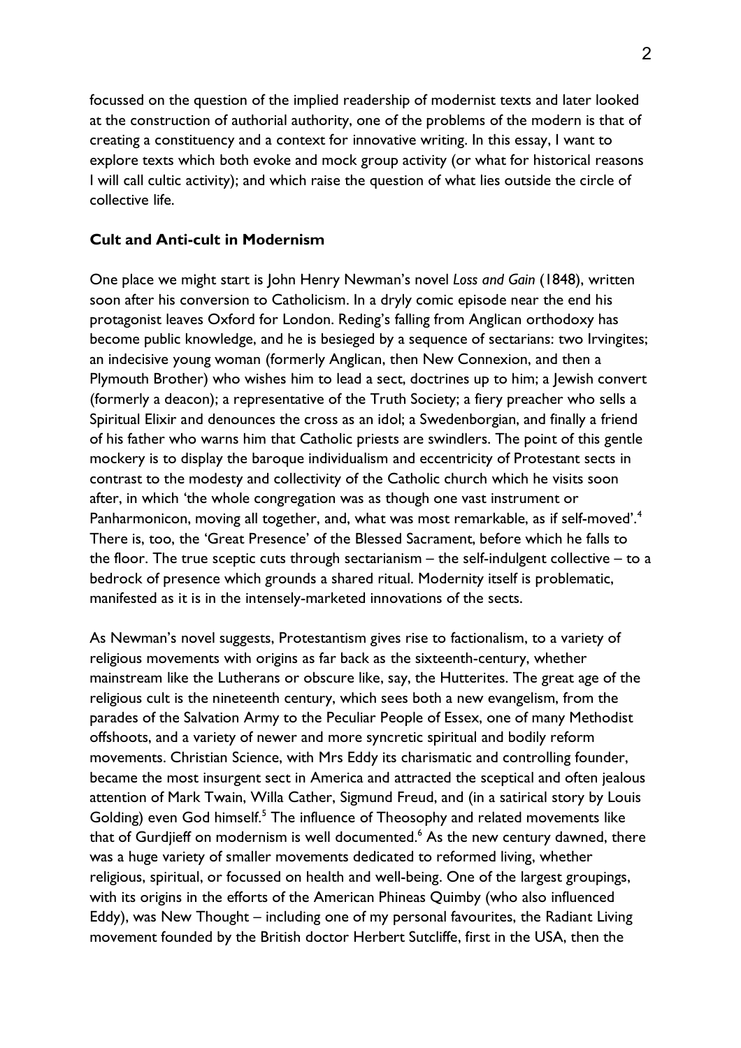focussed on the question of the implied readership of modernist texts and later looked at the construction of authorial authority, one of the problems of the modern is that of creating a constituency and a context for innovative writing. In this essay, I want to explore texts which both evoke and mock group activity (or what for historical reasons I will call cultic activity); and which raise the question of what lies outside the circle of collective life.

## Cult and Anti-cult in Modernism

One place we might start is John Henry Newman's novel *Loss and Gain* (1848), written soon after his conversion to Catholicism. In a dryly comic episode near the end his protagonist leaves Oxford for London. Reding's falling from Anglican orthodoxy has become public knowledge, and he is besieged by a sequence of sectarians: two Irvingites; an indecisive young woman (formerly Anglican, then New Connexion, and then a Plymouth Brother) who wishes him to lead a sect, doctrines up to him; a Jewish convert (formerly a deacon); a representative of the Truth Society; a fiery preacher who sells a Spiritual Elixir and denounces the cross as an idol; a Swedenborgian, and finally a friend of his father who warns him that Catholic priests are swindlers. The point of this gentle mockery is to display the baroque individualism and eccentricity of Protestant sects in contrast to the modesty and collectivity of the Catholic church which he visits soon after, in which 'the whole congregation was as though one vast instrument or Panharmonicon, moving all together, and, what was most remarkable, as if self-moved'.[4] There is, too, the 'Great Presence' of the Blessed Sacrament, before which he falls to the floor. The true sceptic cuts through sectarianism – the self-indulgent collective – to a bedrock of presence which grounds a shared ritual. Modernity itself is problematic, manifested as it is in the intensely-marketed innovations of the sects.

As Newman's novel suggests, Protestantism gives rise to factionalism, to a variety of religious movements with origins as far back as the sixteenth-century, whether mainstream like the Lutherans or obscure like, say, the Hutterites. The great age of the religious cult is the nineteenth century, which sees both a new evangelism, from the parades of the Salvation Army to the Peculiar People of Essex, one of many Methodist offshoots, and a variety of newer and more syncretic spiritual and bodily reform movements. Christian Science, with Mrs Eddy its charismatic and controlling founder, became the most insurgent sect in America and attracted the sceptical and often jealous attention of Mark Twain, Willa Cather, Sigmund Freud, and (in a satirical story by Louis Golding) even God himself.[5] The influence of Theosophy and related movements like that of Gurdjieff on modernism is well documented.[6] As the new century dawned, there was a huge variety of smaller movements dedicated to reformed living, whether religious, spiritual, or focussed on health and well-being. One of the largest groupings, with its origins in the efforts of the American Phineas Quimby (who also influenced Eddy), was New Thought – including one of my personal favourites, the Radiant Living movement founded by the British doctor Herbert Sutcliffe, first in the USA, then the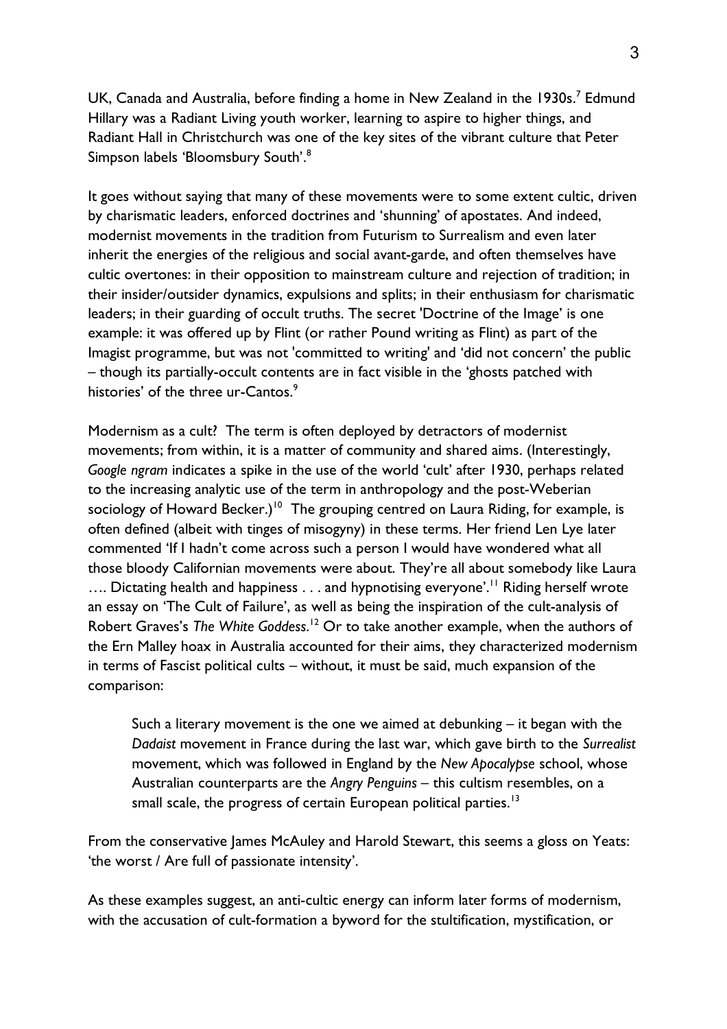UK, Canada and Australia, before finding a home in New Zealand in the 1930s.[7] Edmund Hillary was a Radiant Living youth worker, learning to aspire to higher things, and Radiant Hall in Christchurch was one of the key sites of the vibrant culture that Peter Simpson labels 'Bloomsbury South'.[8]

It goes without saying that many of these movements were to some extent cultic, driven by charismatic leaders, enforced doctrines and 'shunning' of apostates. And indeed, modernist movements in the tradition from Futurism to Surrealism and even later inherit the energies of the religious and social avant-garde, and often themselves have cultic overtones: in their opposition to mainstream culture and rejection of tradition; in their insider/outsider dynamics, expulsions and splits; in their enthusiasm for charismatic leaders; in their guarding of occult truths. The secret 'Doctrine of the Image' is one example: it was offered up by Flint (or rather Pound writing as Flint) as part of the Imagist programme, but was not 'committed to writing' and 'did not concern' the public – though its partially-occult contents are in fact visible in the 'ghosts patched with histories' of the three ur-Cantos.[9]

Modernism as a cult? The term is often deployed by detractors of modernist movements; from within, it is a matter of community and shared aims. (Interestingly, *Google ngram* indicates a spike in the use of the world 'cult' after 1930, perhaps related to the increasing analytic use of the term in anthropology and the post-Weberian sociology of Howard Becker.)[10] The grouping centred on Laura Riding, for example, is often defined (albeit with tinges of misogyny) in these terms. Her friend Len Lye later commented 'If I hadn't come across such a person I would have wondered what all those bloody Californian movements were about. They're all about somebody like Laura …. Dictating health and happiness . . . and hypnotising everyone'.[11] Riding herself wrote an essay on 'The Cult of Failure', as well as being the inspiration of the cult-analysis of Robert Graves's *The White Goddess*.[12] Or to take another example, when the authors of the Ern Malley hoax in Australia accounted for their aims, they characterized modernism in terms of Fascist political cults – without, it must be said, much expansion of the comparison:

> Such a literary movement is the one we aimed at debunking – it began with the *Dadaist* movement in France during the last war, which gave birth to the *Surrealist* movement, which was followed in England by the *New Apocalypse* school, whose Australian counterparts are the *Angry Penguins* – this cultism resembles, on a small scale, the progress of certain European political parties.[13]

From the conservative James McAuley and Harold Stewart, this seems a gloss on Yeats: 'the worst / Are full of passionate intensity'.

As these examples suggest, an anti-cultic energy can inform later forms of modernism, with the accusation of cult-formation a byword for the stultification, mystification, or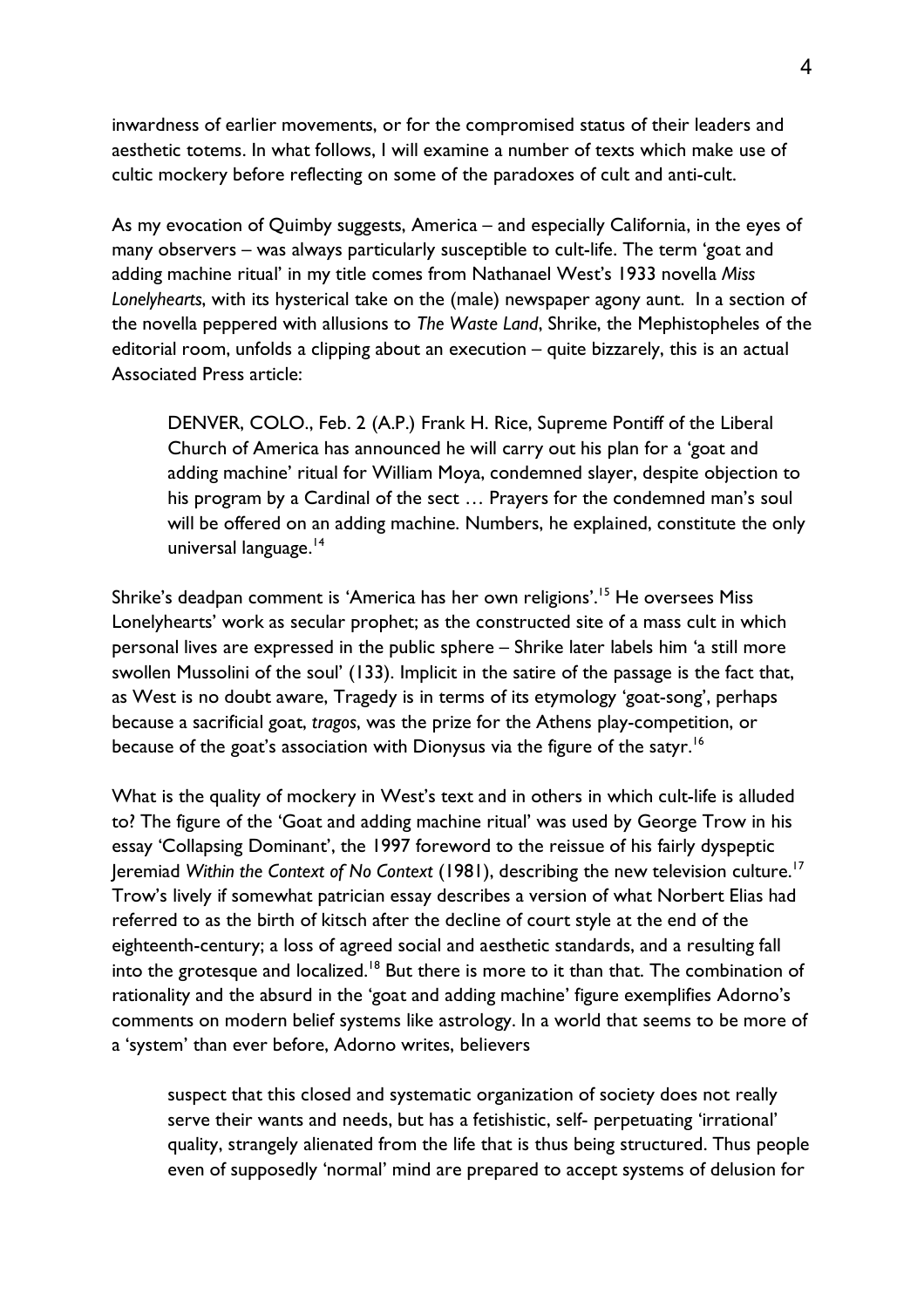inwardness of earlier movements, or for the compromised status of their leaders and aesthetic totems. In what follows, I will examine a number of texts which make use of cultic mockery before reflecting on some of the paradoxes of cult and anti-cult.

As my evocation of Quimby suggests, America – and especially California, in the eyes of many observers – was always particularly susceptible to cult-life. The term 'goat and adding machine ritual' in my title comes from Nathanael West's 1933 novella *Miss Lonelyhearts*, with its hysterical take on the (male) newspaper agony aunt. In a section of the novella peppered with allusions to *The Waste Land*, Shrike, the Mephistopheles of the editorial room, unfolds a clipping about an execution – quite bizzarely, this is an actual Associated Press article:

> DENVER, COLO., Feb. 2 (A.P.) Frank H. Rice, Supreme Pontiff of the Liberal Church of America has announced he will carry out his plan for a 'goat and adding machine' ritual for William Moya, condemned slayer, despite objection to his program by a Cardinal of the sect … Prayers for the condemned man's soul will be offered on an adding machine. Numbers, he explained, constitute the only universal language.[14]

Shrike's deadpan comment is 'America has her own religions'.[15] He oversees Miss Lonelyhearts' work as secular prophet; as the constructed site of a mass cult in which personal lives are expressed in the public sphere – Shrike later labels him 'a still more swollen Mussolini of the soul' (133). Implicit in the satire of the passage is the fact that, as West is no doubt aware, Tragedy is in terms of its etymology 'goat-song', perhaps because a sacrificial goat, *tragos*, was the prize for the Athens play-competition, or because of the goat's association with Dionysus via the figure of the satyr.[16]

What is the quality of mockery in West's text and in others in which cult-life is alluded to? The figure of the 'Goat and adding machine ritual' was used by George Trow in his essay 'Collapsing Dominant', the 1997 foreword to the reissue of his fairly dyspeptic Jeremiad *Within the Context of No Context* (1981), describing the new television culture.[17] Trow's lively if somewhat patrician essay describes a version of what Norbert Elias had referred to as the birth of kitsch after the decline of court style at the end of the eighteenth-century; a loss of agreed social and aesthetic standards, and a resulting fall into the grotesque and localized.[18] But there is more to it than that. The combination of rationality and the absurd in the 'goat and adding machine' figure exemplifies Adorno's comments on modern belief systems like astrology. In a world that seems to be more of a 'system' than ever before, Adorno writes, believers

> suspect that this closed and systematic organization of society does not really serve their wants and needs, but has a fetishistic, self- perpetuating 'irrational' quality, strangely alienated from the life that is thus being structured. Thus people even of supposedly 'normal' mind are prepared to accept systems of delusion for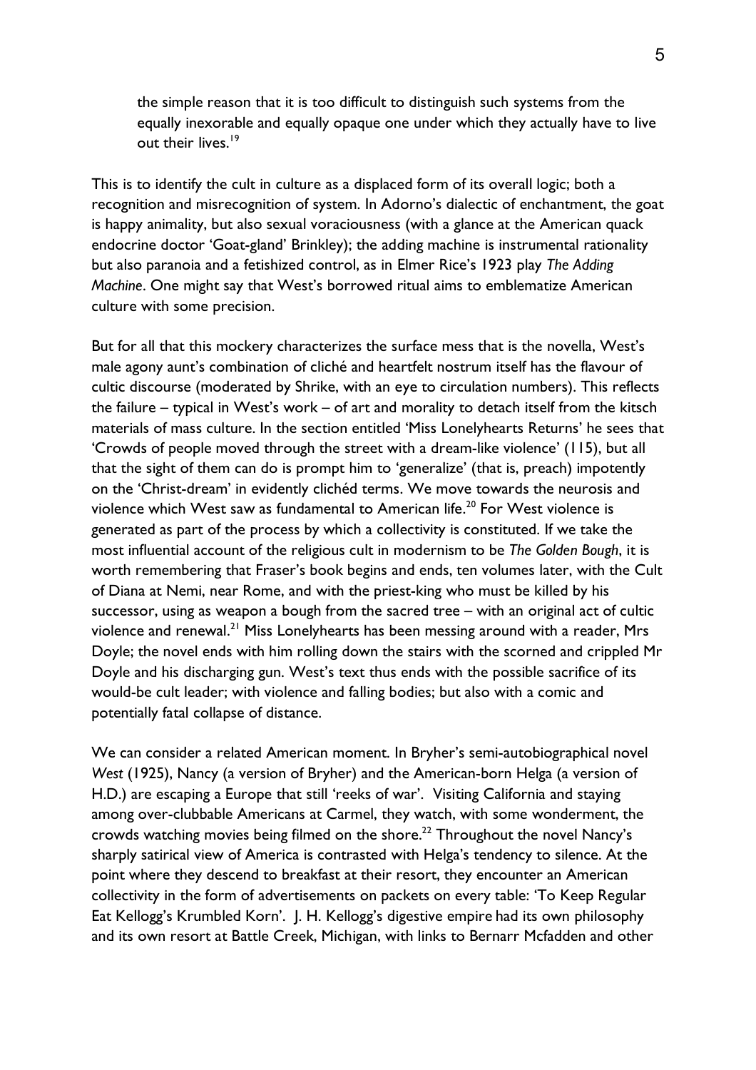> the simple reason that it is too difficult to distinguish such systems from the equally inexorable and equally opaque one under which they actually have to live out their lives.[19]

This is to identify the cult in culture as a displaced form of its overall logic; both a recognition and misrecognition of system. In Adorno's dialectic of enchantment, the goat is happy animality, but also sexual voraciousness (with a glance at the American quack endocrine doctor 'Goat-gland' Brinkley); the adding machine is instrumental rationality but also paranoia and a fetishized control, as in Elmer Rice's 1923 play *The Adding Machine*. One might say that West's borrowed ritual aims to emblematize American culture with some precision.

But for all that this mockery characterizes the surface mess that is the novella, West's male agony aunt's combination of cliché and heartfelt nostrum itself has the flavour of cultic discourse (moderated by Shrike, with an eye to circulation numbers). This reflects the failure – typical in West's work – of art and morality to detach itself from the kitsch materials of mass culture. In the section entitled 'Miss Lonelyhearts Returns' he sees that 'Crowds of people moved through the street with a dream-like violence' (115), but all that the sight of them can do is prompt him to 'generalize' (that is, preach) impotently on the 'Christ-dream' in evidently clichéd terms. We move towards the neurosis and violence which West saw as fundamental to American life.[20] For West violence is generated as part of the process by which a collectivity is constituted. If we take the most influential account of the religious cult in modernism to be *The Golden Bough*, it is worth remembering that Fraser's book begins and ends, ten volumes later, with the Cult of Diana at Nemi, near Rome, and with the priest-king who must be killed by his successor, using as weapon a bough from the sacred tree – with an original act of cultic violence and renewal.[21] Miss Lonelyhearts has been messing around with a reader, Mrs Doyle; the novel ends with him rolling down the stairs with the scorned and crippled Mr Doyle and his discharging gun. West's text thus ends with the possible sacrifice of its would-be cult leader; with violence and falling bodies; but also with a comic and potentially fatal collapse of distance.

We can consider a related American moment. In Bryher's semi-autobiographical novel *West* (1925), Nancy (a version of Bryher) and the American-born Helga (a version of H.D.) are escaping a Europe that still 'reeks of war'. Visiting California and staying among over-clubbable Americans at Carmel, they watch, with some wonderment, the crowds watching movies being filmed on the shore.[22] Throughout the novel Nancy's sharply satirical view of America is contrasted with Helga's tendency to silence. At the point where they descend to breakfast at their resort, they encounter an American collectivity in the form of advertisements on packets on every table: 'To Keep Regular Eat Kellogg's Krumbled Korn'. J. H. Kellogg's digestive empire had its own philosophy and its own resort at Battle Creek, Michigan, with links to Bernarr Mcfadden and other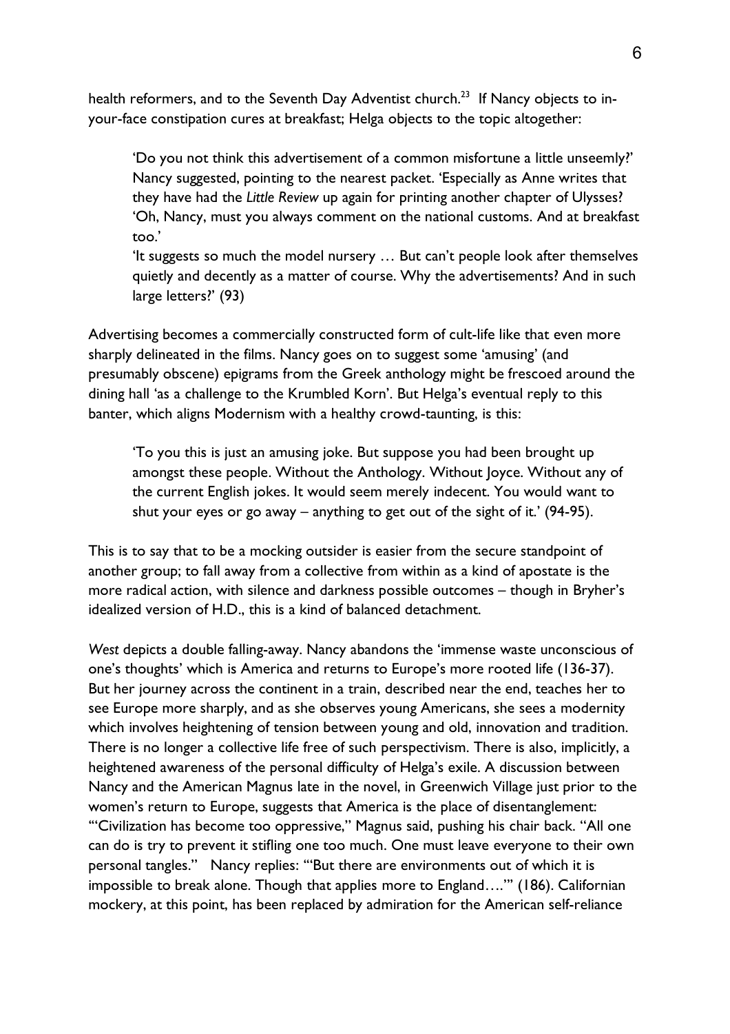health reformers, and to the Seventh Day Adventist church.[23] If Nancy objects to in-your-face constipation cures at breakfast; Helga objects to the topic altogether:

> 'Do you not think this advertisement of a common misfortune a little unseemly?' Nancy suggested, pointing to the nearest packet. 'Especially as Anne writes that they have had the *Little Review* up again for printing another chapter of Ulysses?
> 'Oh, Nancy, must you always comment on the national customs. And at breakfast too.'
> 'It suggests so much the model nursery … But can't people look after themselves quietly and decently as a matter of course. Why the advertisements? And in such large letters?' (93)

Advertising becomes a commercially constructed form of cult-life like that even more sharply delineated in the films. Nancy goes on to suggest some 'amusing' (and presumably obscene) epigrams from the Greek anthology might be frescoed around the dining hall 'as a challenge to the Krumbled Korn'. But Helga's eventual reply to this banter, which aligns Modernism with a healthy crowd-taunting, is this:

> 'To you this is just an amusing joke. But suppose you had been brought up amongst these people. Without the Anthology. Without Joyce. Without any of the current English jokes. It would seem merely indecent. You would want to shut your eyes or go away – anything to get out of the sight of it.' (94-95).

This is to say that to be a mocking outsider is easier from the secure standpoint of another group; to fall away from a collective from within as a kind of apostate is the more radical action, with silence and darkness possible outcomes – though in Bryher's idealized version of H.D., this is a kind of balanced detachment.

*West* depicts a double falling-away. Nancy abandons the 'immense waste unconscious of one's thoughts' which is America and returns to Europe's more rooted life (136-37). But her journey across the continent in a train, described near the end, teaches her to see Europe more sharply, and as she observes young Americans, she sees a modernity which involves heightening of tension between young and old, innovation and tradition. There is no longer a collective life free of such perspectivism. There is also, implicitly, a heightened awareness of the personal difficulty of Helga's exile. A discussion between Nancy and the American Magnus late in the novel, in Greenwich Village just prior to the women's return to Europe, suggests that America is the place of disentanglement: "'Civilization has become too oppressive," Magnus said, pushing his chair back. "All one can do is try to prevent it stifling one too much. One must leave everyone to their own personal tangles." Nancy replies: "'But there are environments out of which it is impossible to break alone. Though that applies more to England….'" (186). Californian mockery, at this point, has been replaced by admiration for the American self-reliance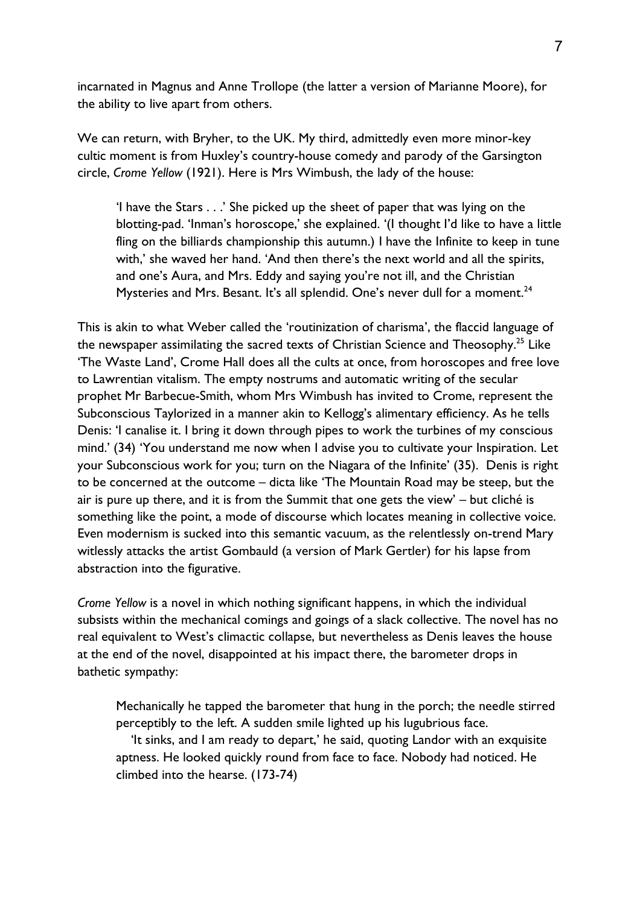incarnated in Magnus and Anne Trollope (the latter a version of Marianne Moore), for the ability to live apart from others.

We can return, with Bryher, to the UK. My third, admittedly even more minor-key cultic moment is from Huxley's country-house comedy and parody of the Garsington circle, *Crome Yellow* (1921). Here is Mrs Wimbush, the lady of the house:

> 'I have the Stars . . .' She picked up the sheet of paper that was lying on the blotting-pad. 'Inman's horoscope,' she explained. '(I thought I'd like to have a little fling on the billiards championship this autumn.) I have the Infinite to keep in tune with,' she waved her hand. 'And then there's the next world and all the spirits, and one's Aura, and Mrs. Eddy and saying you're not ill, and the Christian Mysteries and Mrs. Besant. It's all splendid. One's never dull for a moment.[24]

This is akin to what Weber called the 'routinization of charisma', the flaccid language of the newspaper assimilating the sacred texts of Christian Science and Theosophy.[25] Like 'The Waste Land', Crome Hall does all the cults at once, from horoscopes and free love to Lawrentian vitalism. The empty nostrums and automatic writing of the secular prophet Mr Barbecue-Smith, whom Mrs Wimbush has invited to Crome, represent the Subconscious Taylorized in a manner akin to Kellogg's alimentary efficiency. As he tells Denis: 'I canalise it. I bring it down through pipes to work the turbines of my conscious mind.' (34) 'You understand me now when I advise you to cultivate your Inspiration. Let your Subconscious work for you; turn on the Niagara of the Infinite' (35). Denis is right to be concerned at the outcome – dicta like 'The Mountain Road may be steep, but the air is pure up there, and it is from the Summit that one gets the view' – but cliché is something like the point, a mode of discourse which locates meaning in collective voice. Even modernism is sucked into this semantic vacuum, as the relentlessly on-trend Mary witlessly attacks the artist Gombauld (a version of Mark Gertler) for his lapse from abstraction into the figurative.

*Crome Yellow* is a novel in which nothing significant happens, in which the individual subsists within the mechanical comings and goings of a slack collective. The novel has no real equivalent to West's climactic collapse, but nevertheless as Denis leaves the house at the end of the novel, disappointed at his impact there, the barometer drops in bathetic sympathy:

> Mechanically he tapped the barometer that hung in the porch; the needle stirred perceptibly to the left. A sudden smile lighted up his lugubrious face.
>
> 'It sinks, and I am ready to depart,' he said, quoting Landor with an exquisite aptness. He looked quickly round from face to face. Nobody had noticed. He climbed into the hearse. (173-74)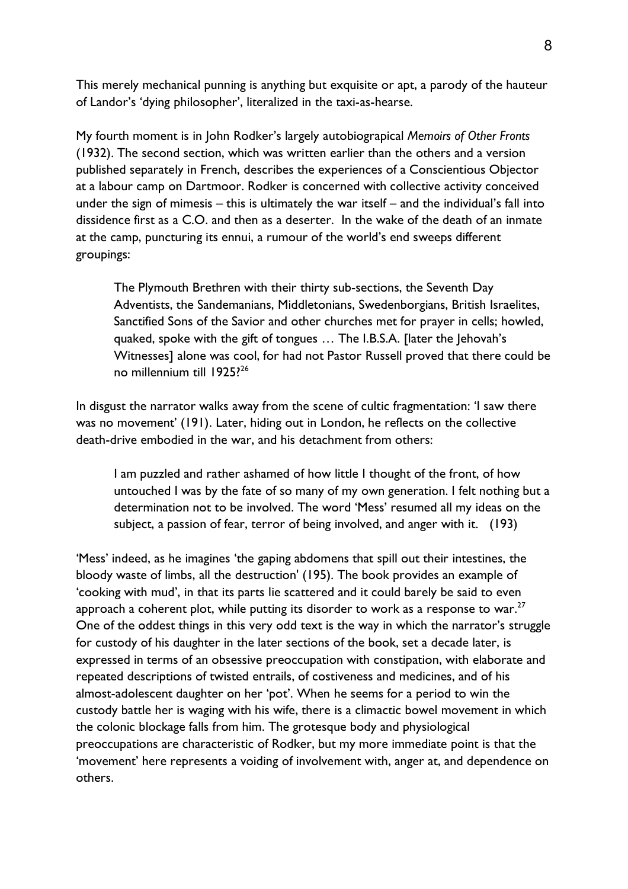This merely mechanical punning is anything but exquisite or apt, a parody of the hauteur of Landor's 'dying philosopher', literalized in the taxi-as-hearse.

My fourth moment is in John Rodker's largely autobiograpical *Memoirs of Other Fronts* (1932). The second section, which was written earlier than the others and a version published separately in French, describes the experiences of a Conscientious Objector at a labour camp on Dartmoor. Rodker is concerned with collective activity conceived under the sign of mimesis – this is ultimately the war itself – and the individual's fall into dissidence first as a C.O. and then as a deserter. In the wake of the death of an inmate at the camp, puncturing its ennui, a rumour of the world's end sweeps different groupings:

> The Plymouth Brethren with their thirty sub-sections, the Seventh Day Adventists, the Sandemanians, Middletonians, Swedenborgians, British Israelites, Sanctified Sons of the Savior and other churches met for prayer in cells; howled, quaked, spoke with the gift of tongues … The I.B.S.A. [later the Jehovah's Witnesses] alone was cool, for had not Pastor Russell proved that there could be no millennium till 1925?[26]

In disgust the narrator walks away from the scene of cultic fragmentation: 'I saw there was no movement' (191). Later, hiding out in London, he reflects on the collective death-drive embodied in the war, and his detachment from others:

> I am puzzled and rather ashamed of how little I thought of the front, of how untouched I was by the fate of so many of my own generation. I felt nothing but a determination not to be involved. The word 'Mess' resumed all my ideas on the subject, a passion of fear, terror of being involved, and anger with it. (193)

'Mess' indeed, as he imagines 'the gaping abdomens that spill out their intestines, the bloody waste of limbs, all the destruction' (195). The book provides an example of 'cooking with mud', in that its parts lie scattered and it could barely be said to even approach a coherent plot, while putting its disorder to work as a response to war.[27] One of the oddest things in this very odd text is the way in which the narrator's struggle for custody of his daughter in the later sections of the book, set a decade later, is expressed in terms of an obsessive preoccupation with constipation, with elaborate and repeated descriptions of twisted entrails, of costiveness and medicines, and of his almost-adolescent daughter on her 'pot'. When he seems for a period to win the custody battle her is waging with his wife, there is a climactic bowel movement in which the colonic blockage falls from him. The grotesque body and physiological preoccupations are characteristic of Rodker, but my more immediate point is that the 'movement' here represents a voiding of involvement with, anger at, and dependence on others.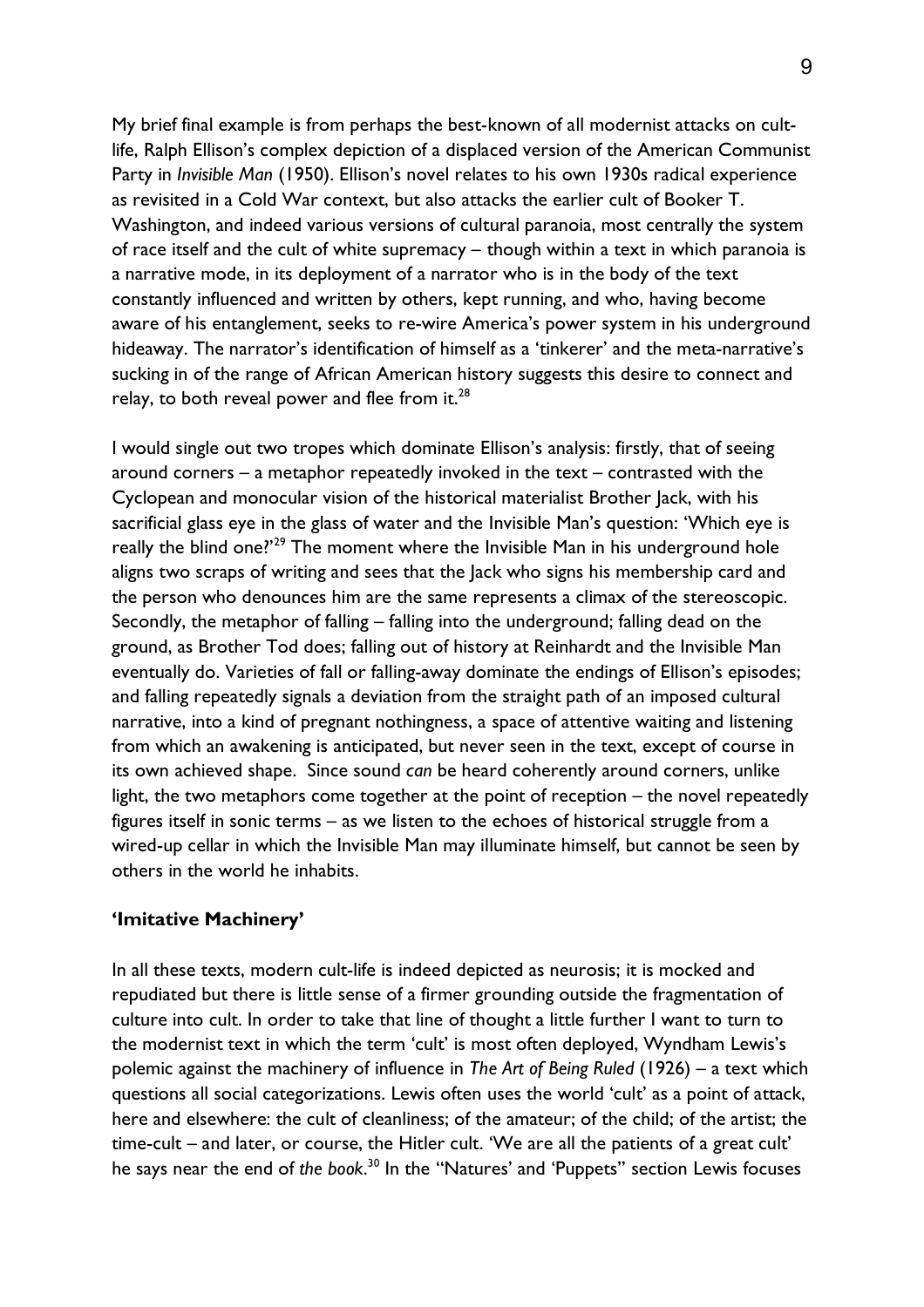My brief final example is from perhaps the best-known of all modernist attacks on cult-life, Ralph Ellison's complex depiction of a displaced version of the American Communist Party in *Invisible Man* (1950). Ellison's novel relates to his own 1930s radical experience as revisited in a Cold War context, but also attacks the earlier cult of Booker T. Washington, and indeed various versions of cultural paranoia, most centrally the system of race itself and the cult of white supremacy – though within a text in which paranoia is a narrative mode, in its deployment of a narrator who is in the body of the text constantly influenced and written by others, kept running, and who, having become aware of his entanglement, seeks to re-wire America's power system in his underground hideaway. The narrator's identification of himself as a 'tinkerer' and the meta-narrative's sucking in of the range of African American history suggests this desire to connect and relay, to both reveal power and flee from it.[28]

I would single out two tropes which dominate Ellison's analysis: firstly, that of seeing around corners – a metaphor repeatedly invoked in the text – contrasted with the Cyclopean and monocular vision of the historical materialist Brother Jack, with his sacrificial glass eye in the glass of water and the Invisible Man's question: 'Which eye is really the blind one?'[29] The moment where the Invisible Man in his underground hole aligns two scraps of writing and sees that the Jack who signs his membership card and the person who denounces him are the same represents a climax of the stereoscopic. Secondly, the metaphor of falling – falling into the underground; falling dead on the ground, as Brother Tod does; falling out of history at Reinhardt and the Invisible Man eventually do. Varieties of fall or falling-away dominate the endings of Ellison's episodes; and falling repeatedly signals a deviation from the straight path of an imposed cultural narrative, into a kind of pregnant nothingness, a space of attentive waiting and listening from which an awakening is anticipated, but never seen in the text, except of course in its own achieved shape. Since sound *can* be heard coherently around corners, unlike light, the two metaphors come together at the point of reception – the novel repeatedly figures itself in sonic terms – as we listen to the echoes of historical struggle from a wired-up cellar in which the Invisible Man may illuminate himself, but cannot be seen by others in the world he inhabits.

**'Imitative Machinery'**

In all these texts, modern cult-life is indeed depicted as neurosis; it is mocked and repudiated but there is little sense of a firmer grounding outside the fragmentation of culture into cult. In order to take that line of thought a little further I want to turn to the modernist text in which the term 'cult' is most often deployed, Wyndham Lewis's polemic against the machinery of influence in *The Art of Being Ruled* (1926) – a text which questions all social categorizations. Lewis often uses the world 'cult' as a point of attack, here and elsewhere: the cult of cleanliness; of the amateur; of the child; of the artist; the time-cult – and later, or course, the Hitler cult. 'We are all the patients of a great cult' he says near the end of *the book*.[30] In the ''Natures' and 'Puppets'' section Lewis focuses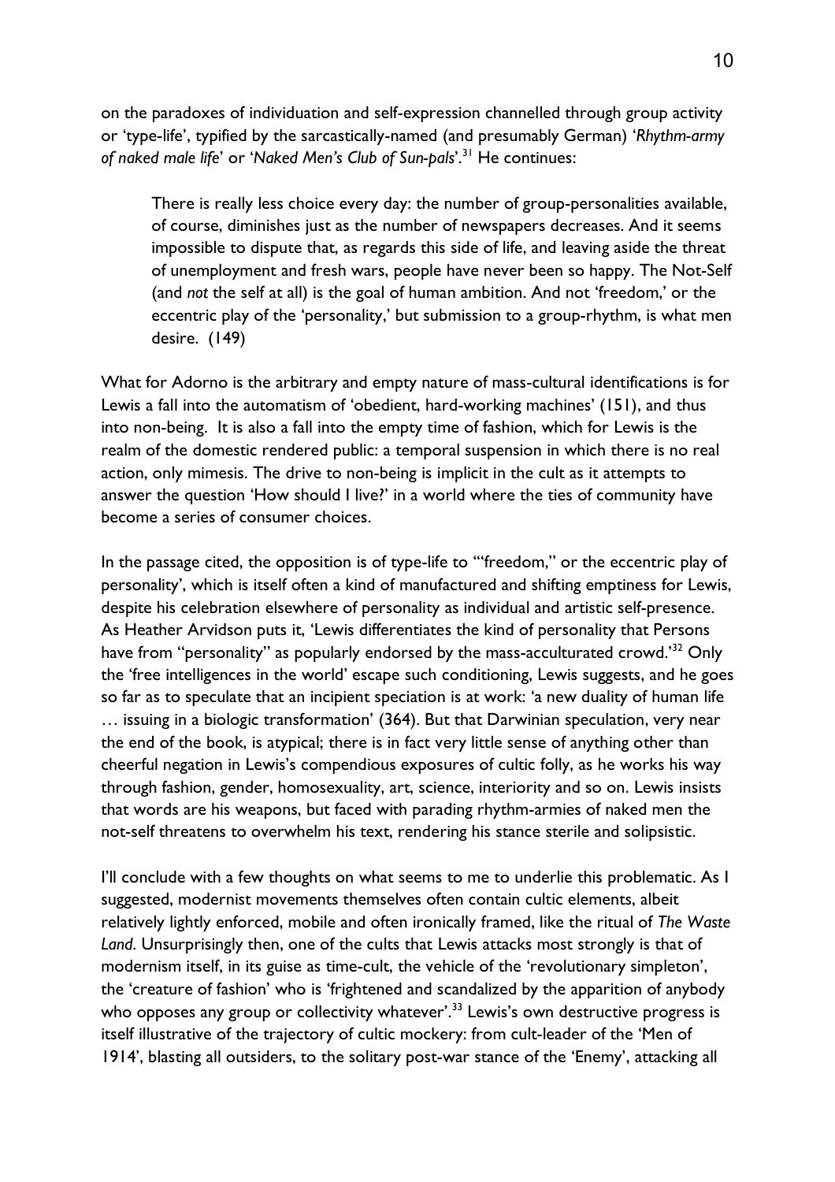on the paradoxes of individuation and self-expression channelled through group activity or 'type-life', typified by the sarcastically-named (and presumably German) '*Rhythm-army of naked male life*' or '*Naked Men's Club of Sun-pals*'.[31] He continues:

> There is really less choice every day: the number of group-personalities available, of course, diminishes just as the number of newspapers decreases. And it seems impossible to dispute that, as regards this side of life, and leaving aside the threat of unemployment and fresh wars, people have never been so happy. The Not-Self (and *not* the self at all) is the goal of human ambition. And not 'freedom,' or the eccentric play of the 'personality,' but submission to a group-rhythm, is what men desire. (149)

What for Adorno is the arbitrary and empty nature of mass-cultural identifications is for Lewis a fall into the automatism of 'obedient, hard-working machines' (151), and thus into non-being. It is also a fall into the empty time of fashion, which for Lewis is the realm of the domestic rendered public: a temporal suspension in which there is no real action, only mimesis. The drive to non-being is implicit in the cult as it attempts to answer the question 'How should I live?' in a world where the ties of community have become a series of consumer choices.

In the passage cited, the opposition is of type-life to '"freedom," or the eccentric play of personality', which is itself often a kind of manufactured and shifting emptiness for Lewis, despite his celebration elsewhere of personality as individual and artistic self-presence. As Heather Arvidson puts it, 'Lewis differentiates the kind of personality that Persons have from "personality" as popularly endorsed by the mass-acculturated crowd.'[32] Only the 'free intelligences in the world' escape such conditioning, Lewis suggests, and he goes so far as to speculate that an incipient speciation is at work: 'a new duality of human life … issuing in a biologic transformation' (364). But that Darwinian speculation, very near the end of the book, is atypical; there is in fact very little sense of anything other than cheerful negation in Lewis's compendious exposures of cultic folly, as he works his way through fashion, gender, homosexuality, art, science, interiority and so on. Lewis insists that words are his weapons, but faced with parading rhythm-armies of naked men the not-self threatens to overwhelm his text, rendering his stance sterile and solipsistic.

I'll conclude with a few thoughts on what seems to me to underlie this problematic. As I suggested, modernist movements themselves often contain cultic elements, albeit relatively lightly enforced, mobile and often ironically framed, like the ritual of *The Waste Land*. Unsurprisingly then, one of the cults that Lewis attacks most strongly is that of modernism itself, in its guise as time-cult, the vehicle of the 'revolutionary simpleton', the 'creature of fashion' who is 'frightened and scandalized by the apparition of anybody who opposes any group or collectivity whatever'.[33] Lewis's own destructive progress is itself illustrative of the trajectory of cultic mockery: from cult-leader of the 'Men of 1914', blasting all outsiders, to the solitary post-war stance of the 'Enemy', attacking all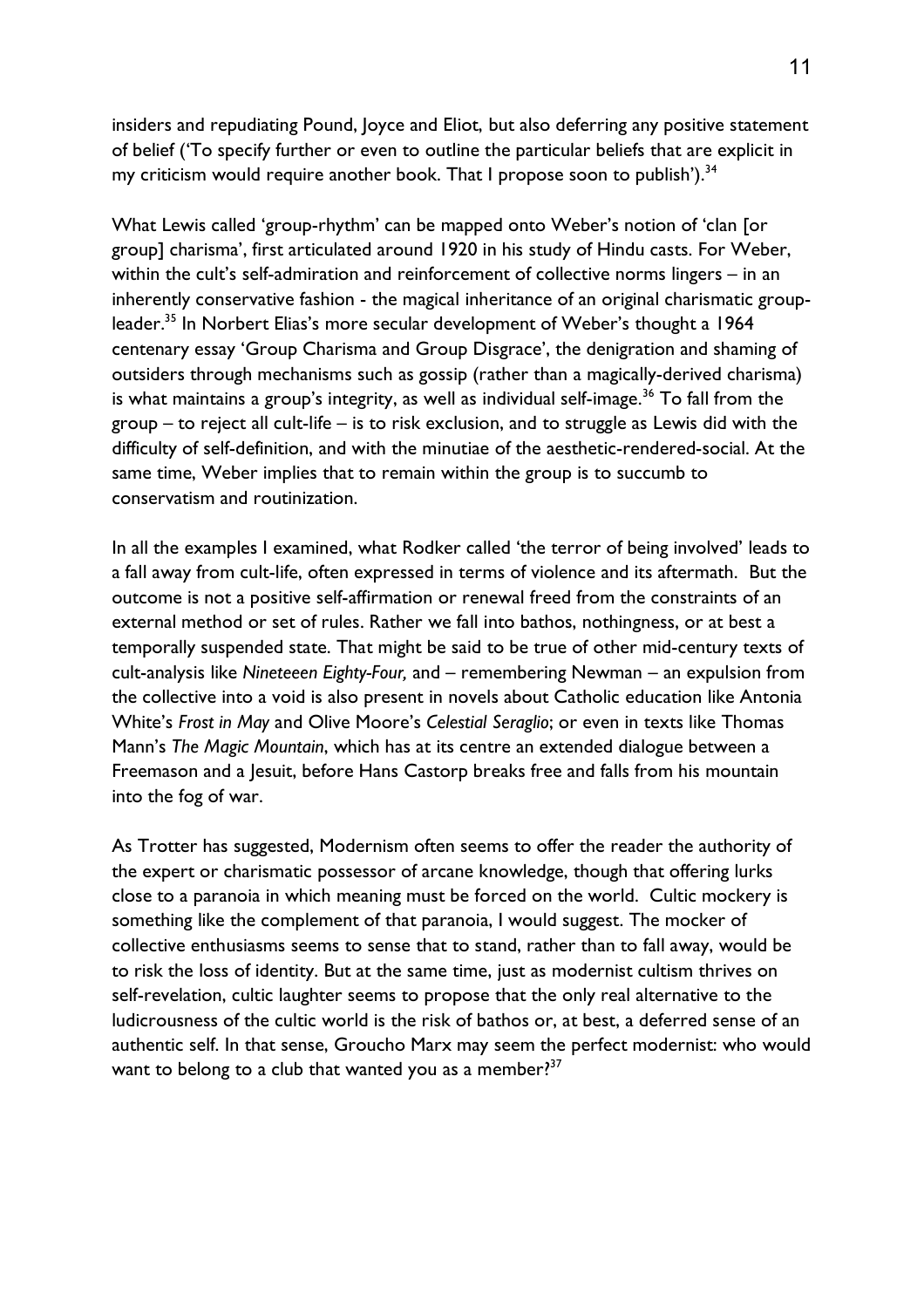insiders and repudiating Pound, Joyce and Eliot, but also deferring any positive statement of belief ('To specify further or even to outline the particular beliefs that are explicit in my criticism would require another book. That I propose soon to publish').[34]

What Lewis called 'group-rhythm' can be mapped onto Weber's notion of 'clan [or group] charisma', first articulated around 1920 in his study of Hindu casts. For Weber, within the cult's self-admiration and reinforcement of collective norms lingers – in an inherently conservative fashion - the magical inheritance of an original charismatic group-leader.[35] In Norbert Elias's more secular development of Weber's thought a 1964 centenary essay 'Group Charisma and Group Disgrace', the denigration and shaming of outsiders through mechanisms such as gossip (rather than a magically-derived charisma) is what maintains a group's integrity, as well as individual self-image.[36] To fall from the group – to reject all cult-life – is to risk exclusion, and to struggle as Lewis did with the difficulty of self-definition, and with the minutiae of the aesthetic-rendered-social. At the same time, Weber implies that to remain within the group is to succumb to conservatism and routinization.

In all the examples I examined, what Rodker called 'the terror of being involved' leads to a fall away from cult-life, often expressed in terms of violence and its aftermath. But the outcome is not a positive self-affirmation or renewal freed from the constraints of an external method or set of rules. Rather we fall into bathos, nothingness, or at best a temporally suspended state. That might be said to be true of other mid-century texts of cult-analysis like *Nineteeen Eighty-Four,* and – remembering Newman – an expulsion from the collective into a void is also present in novels about Catholic education like Antonia White's *Frost in May* and Olive Moore's *Celestial Seraglio*; or even in texts like Thomas Mann's *The Magic Mountain*, which has at its centre an extended dialogue between a Freemason and a Jesuit, before Hans Castorp breaks free and falls from his mountain into the fog of war.

As Trotter has suggested, Modernism often seems to offer the reader the authority of the expert or charismatic possessor of arcane knowledge, though that offering lurks close to a paranoia in which meaning must be forced on the world. Cultic mockery is something like the complement of that paranoia, I would suggest. The mocker of collective enthusiasms seems to sense that to stand, rather than to fall away, would be to risk the loss of identity. But at the same time, just as modernist cultism thrives on self-revelation, cultic laughter seems to propose that the only real alternative to the ludicrousness of the cultic world is the risk of bathos or, at best, a deferred sense of an authentic self. In that sense, Groucho Marx may seem the perfect modernist: who would want to belong to a club that wanted you as a member?[37]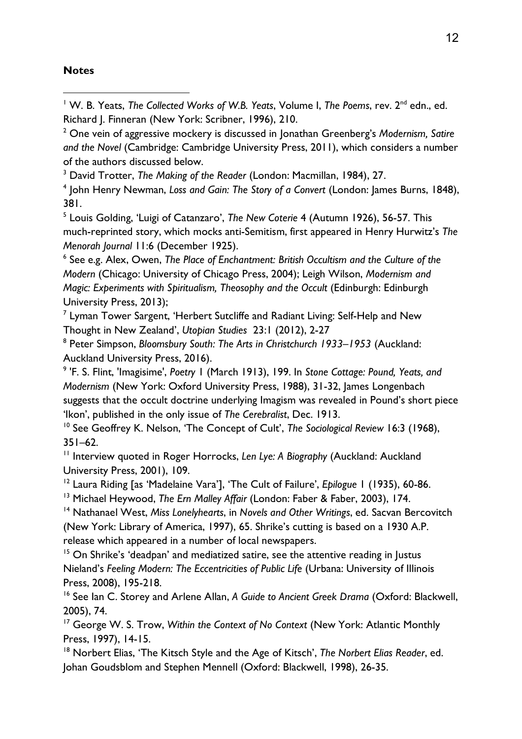**Notes**

[1] W. B. Yeats, *The Collected Works of W.B. Yeats*, Volume I, *The Poems*, rev. 2nd edn., ed. Richard J. Finneran (New York: Scribner, 1996), 210.

[2] One vein of aggressive mockery is discussed in Jonathan Greenberg's *Modernism, Satire and the Novel* (Cambridge: Cambridge University Press, 2011), which considers a number of the authors discussed below.

[3] David Trotter, *The Making of the Reader* (London: Macmillan, 1984), 27.

[4] John Henry Newman, *Loss and Gain: The Story of a Convert* (London: James Burns, 1848), 381.

[5] Louis Golding, 'Luigi of Catanzaro', *The New Coterie* 4 (Autumn 1926), 56-57. This much-reprinted story, which mocks anti-Semitism, first appeared in Henry Hurwitz's *The Menorah Journal* 11:6 (December 1925).

[6] See e.g. Alex, Owen, *The Place of Enchantment: British Occultism and the Culture of the Modern* (Chicago: University of Chicago Press, 2004); Leigh Wilson, *Modernism and Magic: Experiments with Spiritualism, Theosophy and the Occult* (Edinburgh: Edinburgh University Press, 2013);

[7] Lyman Tower Sargent, 'Herbert Sutcliffe and Radiant Living: Self-Help and New Thought in New Zealand', *Utopian Studies* 23:1 (2012), 2-27

[8] Peter Simpson, *Bloomsbury South: The Arts in Christchurch 1933–1953* (Auckland: Auckland University Press, 2016).

[9] 'F. S. Flint, 'Imagisime', *Poetry* 1 (March 1913), 199. In *Stone Cottage: Pound, Yeats, and Modernism* (New York: Oxford University Press, 1988), 31-32, James Longenbach suggests that the occult doctrine underlying Imagism was revealed in Pound's short piece 'Ikon', published in the only issue of *The Cerebralist*, Dec. 1913.

[10] See Geoffrey K. Nelson, 'The Concept of Cult', *The Sociological Review* 16:3 (1968), 351–62.

[11] Interview quoted in Roger Horrocks, *Len Lye: A Biography* (Auckland: Auckland University Press, 2001), 109.

[12] Laura Riding [as 'Madelaine Vara'], 'The Cult of Failure', *Epilogue* 1 (1935), 60-86.

[13] Michael Heywood, *The Ern Malley Affair* (London: Faber & Faber, 2003), 174.

[14] Nathanael West, *Miss Lonelyhearts*, in *Novels and Other Writings*, ed. Sacvan Bercovitch (New York: Library of America, 1997), 65. Shrike's cutting is based on a 1930 A.P. release which appeared in a number of local newspapers.

[15] On Shrike's 'deadpan' and mediatized satire, see the attentive reading in Justus Nieland's *Feeling Modern: The Eccentricities of Public Life* (Urbana: University of Illinois Press, 2008), 195-218.

[16] See Ian C. Storey and Arlene Allan, *A Guide to Ancient Greek Drama* (Oxford: Blackwell, 2005), 74.

[17] George W. S. Trow, *Within the Context of No Context* (New York: Atlantic Monthly Press, 1997), 14-15.

[18] Norbert Elias, 'The Kitsch Style and the Age of Kitsch', *The Norbert Elias Reader*, ed. Johan Goudsblom and Stephen Mennell (Oxford: Blackwell, 1998), 26-35.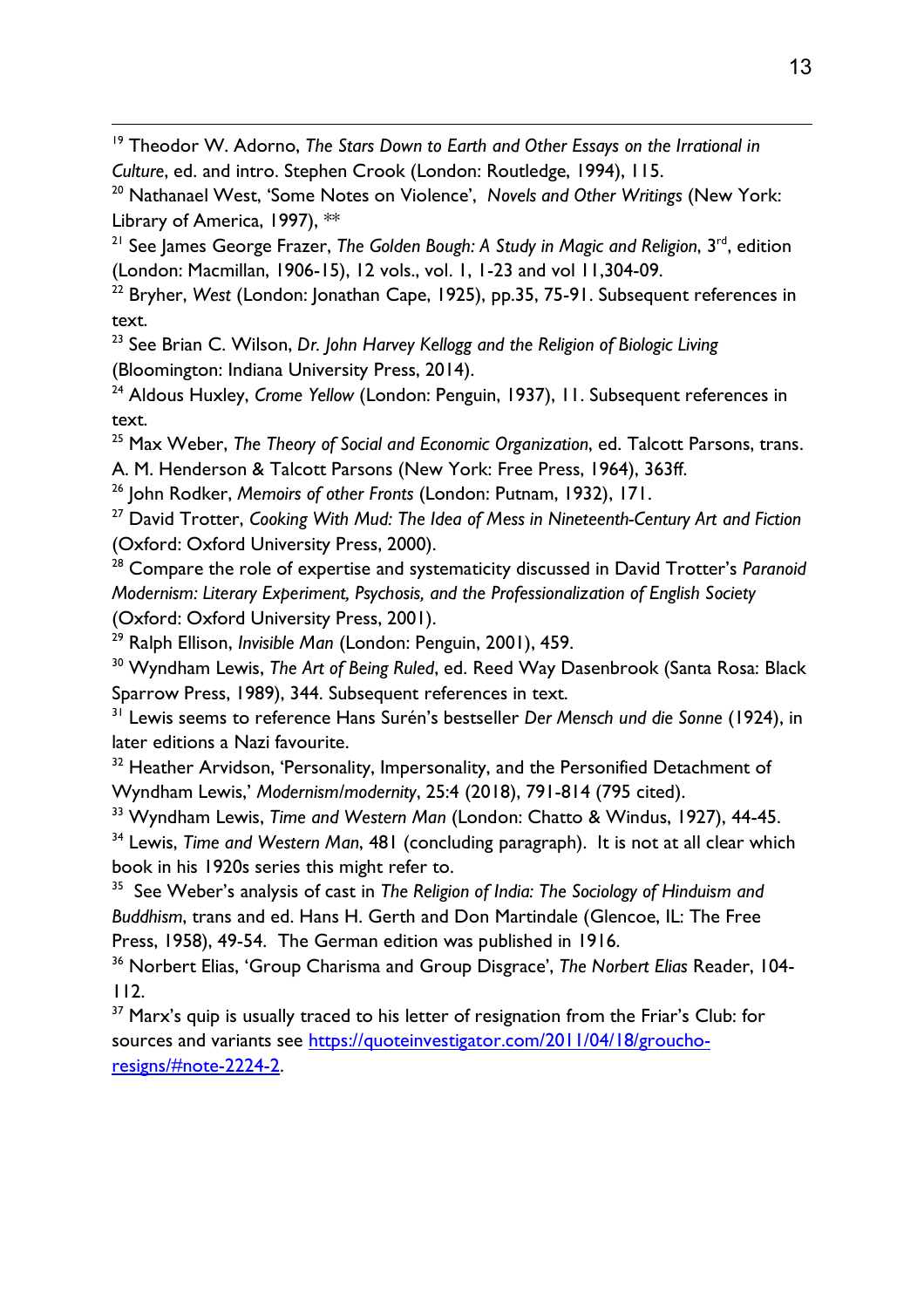[19] Theodor W. Adorno, *The Stars Down to Earth and Other Essays on the Irrational in Culture*, ed. and intro. Stephen Crook (London: Routledge, 1994), 115.

[20] Nathanael West, 'Some Notes on Violence', *Novels and Other Writings* (New York: Library of America, 1997), **

[21] See James George Frazer, *The Golden Bough: A Study in Magic and Religion*, 3rd, edition (London: Macmillan, 1906-15), 12 vols., vol. 1, 1-23 and vol 11,304-09.

[22] Bryher, *West* (London: Jonathan Cape, 1925), pp.35, 75-91. Subsequent references in text.

[23] See Brian C. Wilson, *Dr. John Harvey Kellogg and the Religion of Biologic Living* (Bloomington: Indiana University Press, 2014).

[24] Aldous Huxley, *Crome Yellow* (London: Penguin, 1937), 11. Subsequent references in text.

[25] Max Weber, *The Theory of Social and Economic Organization*, ed. Talcott Parsons, trans. A. M. Henderson & Talcott Parsons (New York: Free Press, 1964), 363ff.

[26] John Rodker, *Memoirs of other Fronts* (London: Putnam, 1932), 171.

[27] David Trotter, *Cooking With Mud: The Idea of Mess in Nineteenth-Century Art and Fiction* (Oxford: Oxford University Press, 2000).

[28] Compare the role of expertise and systematicity discussed in David Trotter's *Paranoid Modernism: Literary Experiment, Psychosis, and the Professionalization of English Society* (Oxford: Oxford University Press, 2001).

[29] Ralph Ellison, *Invisible Man* (London: Penguin, 2001), 459.

[30] Wyndham Lewis, *The Art of Being Ruled*, ed. Reed Way Dasenbrook (Santa Rosa: Black Sparrow Press, 1989), 344. Subsequent references in text.

[31] Lewis seems to reference Hans Surén's bestseller *Der Mensch und die Sonne* (1924), in later editions a Nazi favourite.

[32] Heather Arvidson, 'Personality, Impersonality, and the Personified Detachment of Wyndham Lewis,' *Modernism/modernity*, 25:4 (2018), 791-814 (795 cited).

[33] Wyndham Lewis, *Time and Western Man* (London: Chatto & Windus, 1927), 44-45.

[34] Lewis, *Time and Western Man*, 481 (concluding paragraph). It is not at all clear which book in his 1920s series this might refer to.

[35] See Weber's analysis of cast in *The Religion of India: The Sociology of Hinduism and Buddhism*, trans and ed. Hans H. Gerth and Don Martindale (Glencoe, IL: The Free Press, 1958), 49-54. The German edition was published in 1916.

[36] Norbert Elias, 'Group Charisma and Group Disgrace', *The Norbert Elias* Reader, 104-112.

[37] Marx's quip is usually traced to his letter of resignation from the Friar's Club: for sources and variants see [https://quoteinvestigator.com/2011/04/18/groucho-resigns/#note-2224-2](https://quoteinvestigator.com/2011/04/18/groucho-resigns/#note-2224-2).